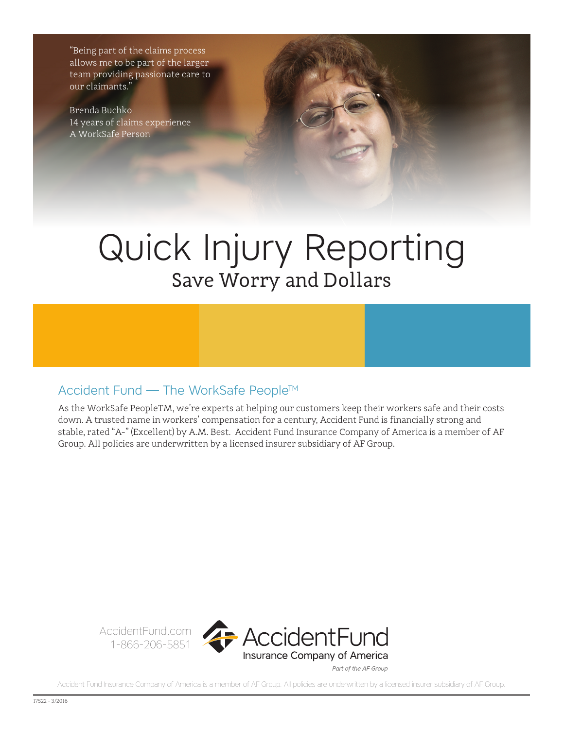"Being part of the claims process allows me to be part of the larger team providing passionate care to our claimants."

Brenda Buchko
14 years of claims experience
A WorkSafe Person

# Quick Injury Reporting

## Save Worry and Dollars

### Accident Fund — The WorkSafe People™

As the WorkSafe PeopleTM, we're experts at helping our customers keep their workers safe and their costs down. A trusted name in workers' compensation for a century, Accident Fund is financially strong and stable, rated "A-" (Excellent) by A.M. Best. Accident Fund Insurance Company of America is a member of AF Group. All policies are underwritten by a licensed insurer subsidiary of AF Group.

AccidentFund.com
1-866-206-5851

AccidentFund
Insurance Company of America
*Part of the AF Group*

Accident Fund Insurance Company of America is a member of AF Group. All policies are underwritten by a licensed insurer subsidiary of AF Group.

17522 - 3/2016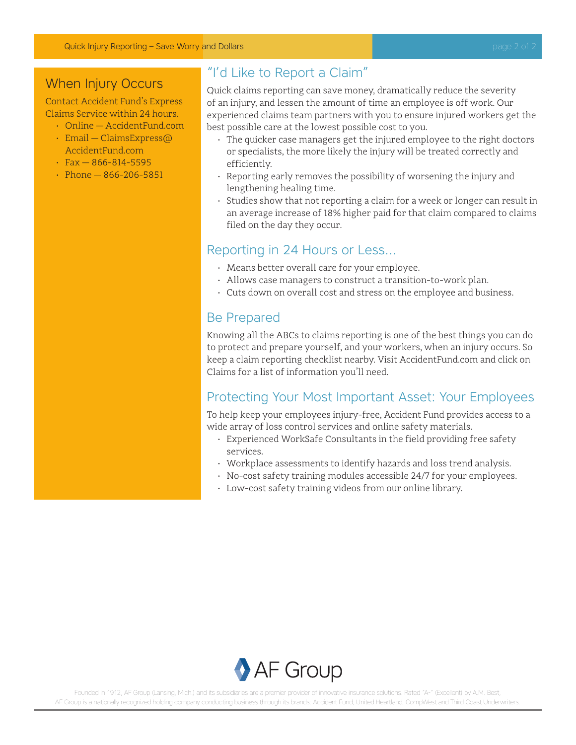## When Injury Occurs

Contact Accident Fund's Express Claims Service within 24 hours.

- Online — AccidentFund.com
- Email — ClaimsExpress@AccidentFund.com
- Fax — 866-814-5595
- Phone — 866-206-5851

## "I'd Like to Report a Claim"

Quick claims reporting can save money, dramatically reduce the severity of an injury, and lessen the amount of time an employee is off work. Our experienced claims team partners with you to ensure injured workers get the best possible care at the lowest possible cost to you.

- The quicker case managers get the injured employee to the right doctors or specialists, the more likely the injury will be treated correctly and efficiently.
- Reporting early removes the possibility of worsening the injury and lengthening healing time.
- Studies show that not reporting a claim for a week or longer can result in an average increase of 18% higher paid for that claim compared to claims filed on the day they occur.

## Reporting in 24 Hours or Less...

- Means better overall care for your employee.
- Allows case managers to construct a transition-to-work plan.
- Cuts down on overall cost and stress on the employee and business.

## Be Prepared

Knowing all the ABCs to claims reporting is one of the best things you can do to protect and prepare yourself, and your workers, when an injury occurs. So keep a claim reporting checklist nearby. Visit AccidentFund.com and click on Claims for a list of information you'll need.

## Protecting Your Most Important Asset: Your Employees

To help keep your employees injury-free, Accident Fund provides access to a wide array of loss control services and online safety materials.

- Experienced WorkSafe Consultants in the field providing free safety services.
- Workplace assessments to identify hazards and loss trend analysis.
- No-cost safety training modules accessible 24/7 for your employees.
- Low-cost safety training videos from our online library.

AF Group

Founded in 1912, AF Group (Lansing, Mich.) and its subsidiaries are a premier provider of innovative insurance solutions. Rated "A-" (Excellent) by A.M. Best, AF Group is a nationally recognized holding company conducting business through its brands: Accident Fund, United Heartland, CompWest and Third Coast Underwriters.